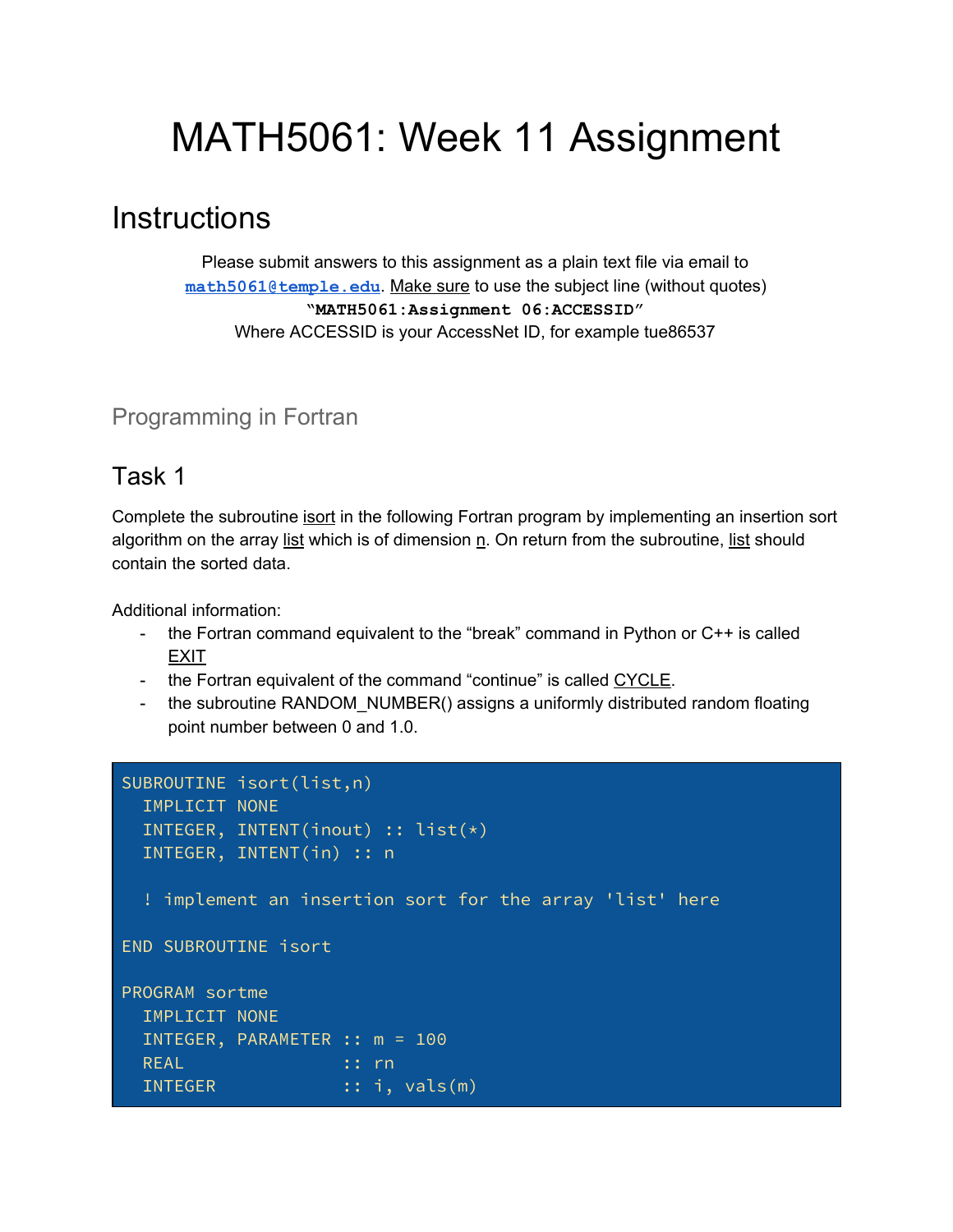# MATH5061: Week 11 Assignment

## Instructions

Please submit answers to this assignment as a plain text file via email to **math5061@temple.edu**. Make sure to use the subject line (without quotes) **"MATH5061:Assignment 06:ACCESSID"** Where ACCESSID is your AccessNet ID, for example tue86537

### Programming in Fortran

## Task 1

Complete the subroutine isort in the following Fortran program by implementing an insertion sort algorithm on the array list which is of dimension n. On return from the subroutine, list should contain the sorted data.

Additional information:

- the Fortran command equivalent to the "break" command in Python or C++ is called EXIT
- the Fortran equivalent of the command "continue" is called CYCLE.
- the subroutine RANDOM_NUMBER() assigns a uniformly distributed random floating point number between 0 and 1.0.

```
SUBROUTINE isort(list,n)
  IMPLICIT NONE
  INTEGER, INTENT(inout) :: list(*)
  INTEGER, INTENT(in) :: n

  ! implement an insertion sort for the array 'list' here

END SUBROUTINE isort

PROGRAM sortme
  IMPLICIT NONE
  INTEGER, PARAMETER :: m = 100
  REAL               :: rn
  INTEGER            :: i, vals(m)
```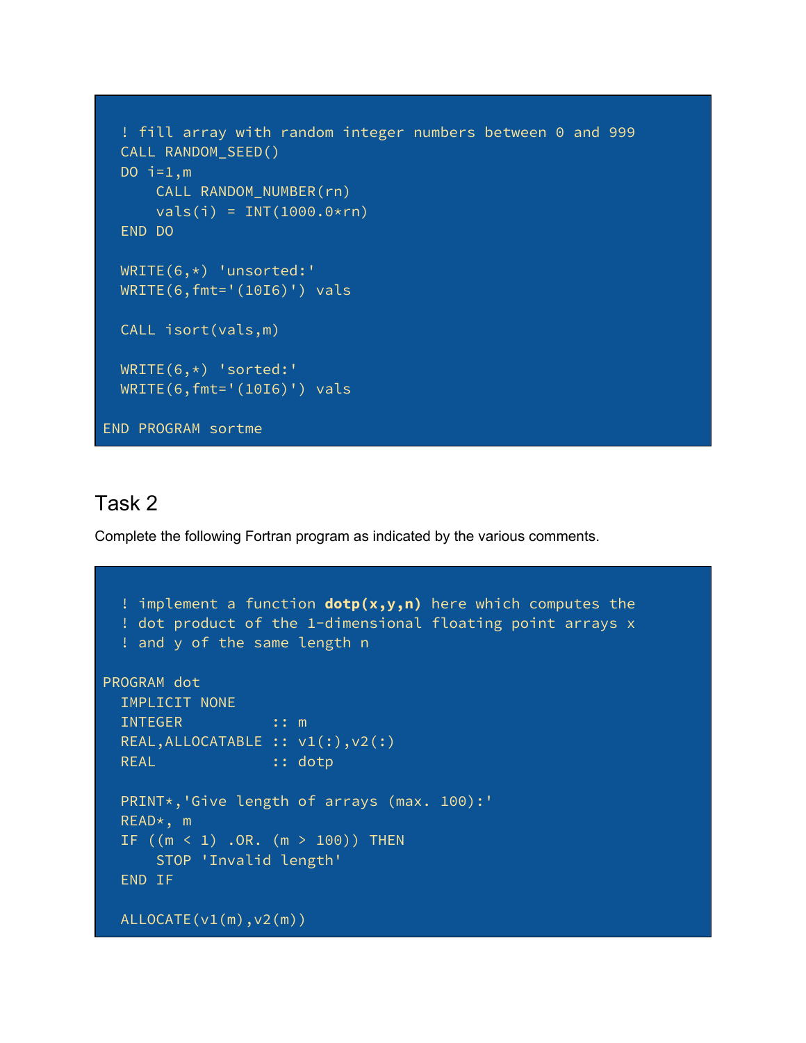```fortran
  ! fill array with random integer numbers between 0 and 999
  CALL RANDOM_SEED()
  DO i=1,m
      CALL RANDOM_NUMBER(rn)
      vals(i) = INT(1000.0*rn)
  END DO

  WRITE(6,*) 'unsorted:'
  WRITE(6,fmt='(10I6)') vals

  CALL isort(vals,m)

  WRITE(6,*) 'sorted:'
  WRITE(6,fmt='(10I6)') vals

END PROGRAM sortme
```

## Task 2

Complete the following Fortran program as indicated by the various comments.

```fortran
  ! implement a function dotp(x,y,n) here which computes the
  ! dot product of the 1-dimensional floating point arrays x
  ! and y of the same length n

PROGRAM dot
  IMPLICIT NONE
  INTEGER          :: m
  REAL,ALLOCATABLE :: v1(:),v2(:)
  REAL             :: dotp

  PRINT*,'Give length of arrays (max. 100):'
  READ*, m
  IF ((m < 1) .OR. (m > 100)) THEN
      STOP 'Invalid length'
  END IF

  ALLOCATE(v1(m),v2(m))
```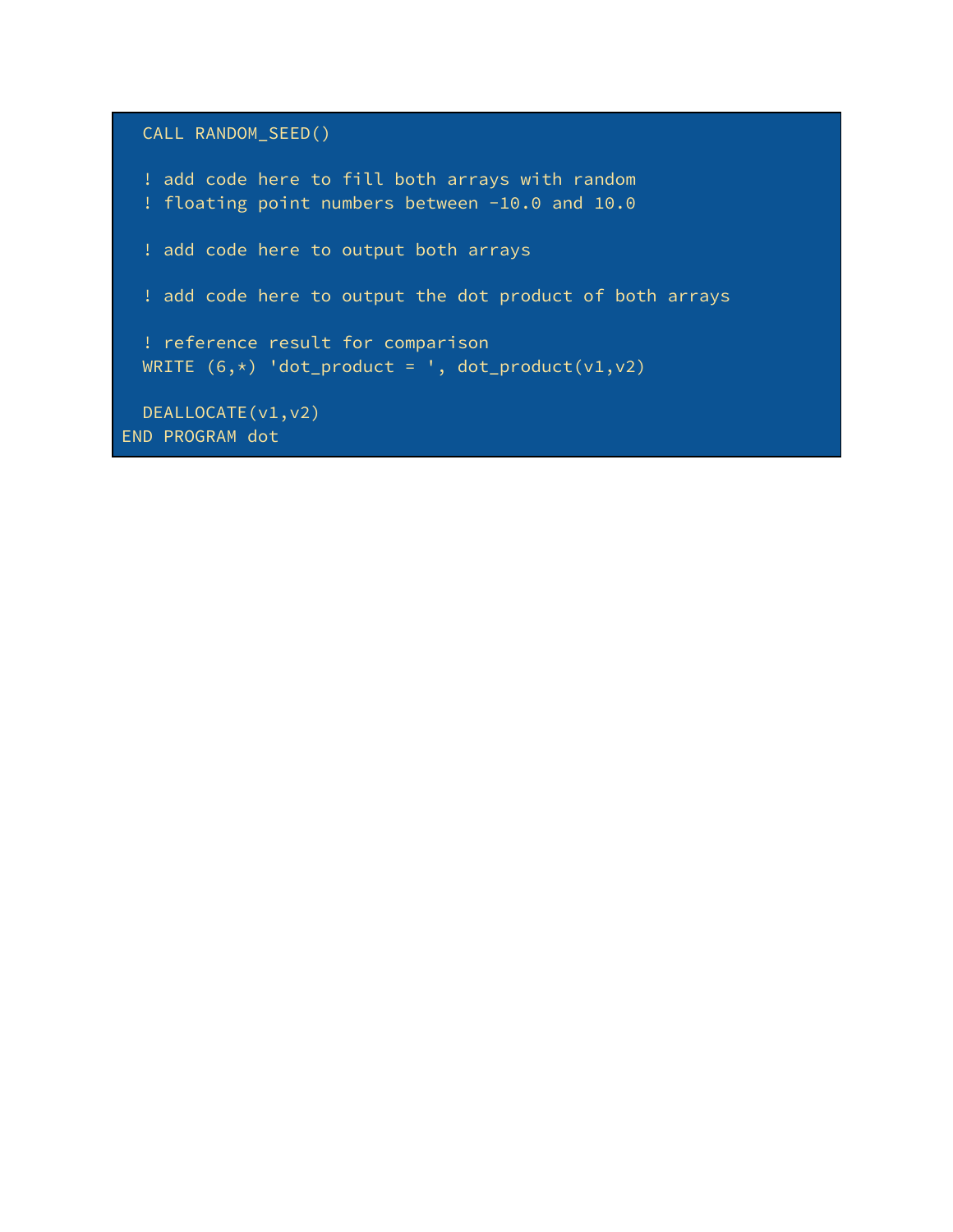```
  CALL RANDOM_SEED()

  ! add code here to fill both arrays with random
  ! floating point numbers between -10.0 and 10.0

  ! add code here to output both arrays

  ! add code here to output the dot product of both arrays

  ! reference result for comparison
  WRITE (6,*) 'dot_product = ', dot_product(v1,v2)

  DEALLOCATE(v1,v2)
END PROGRAM dot
```